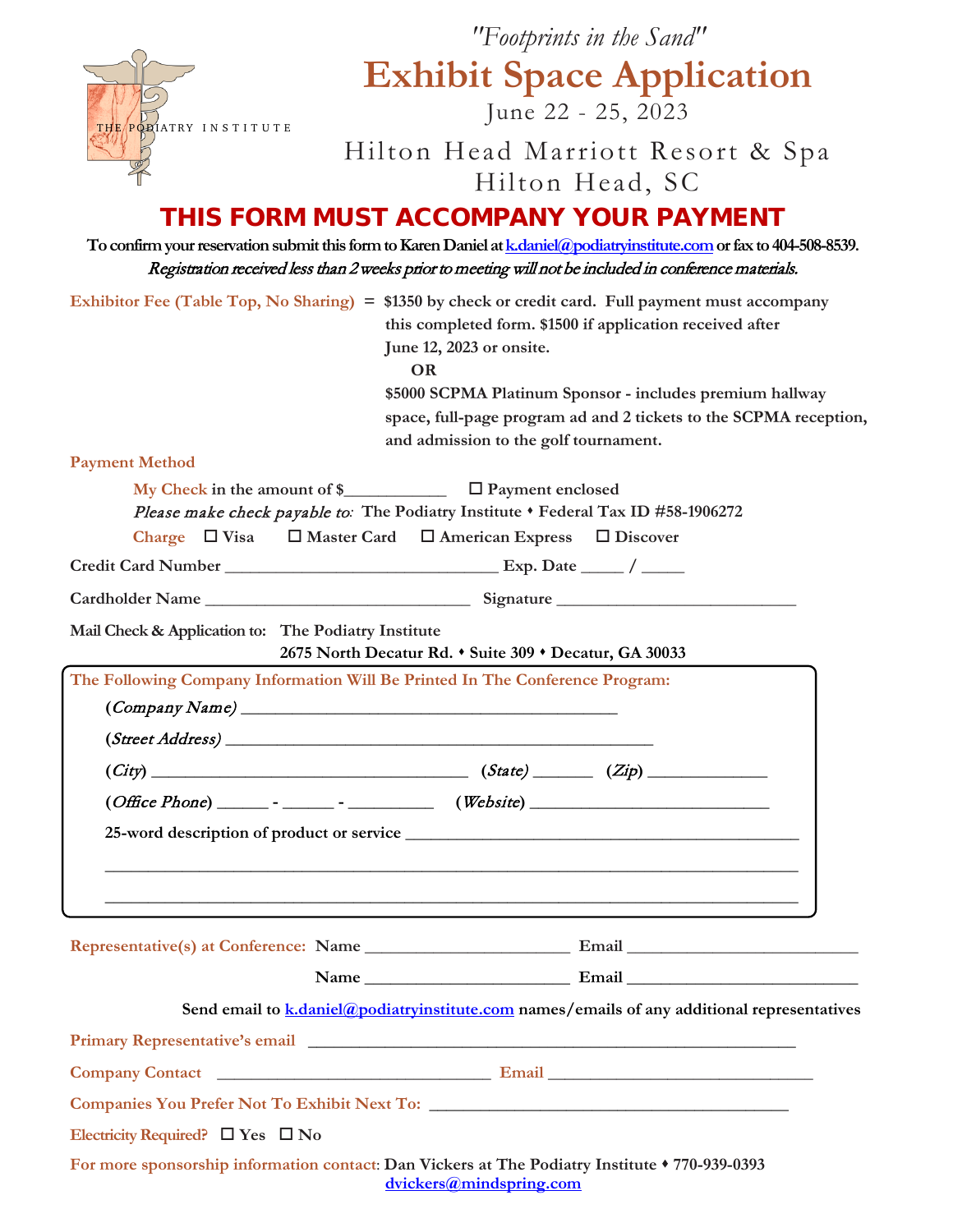THE PODIATRY INSTITUTE

*"Footprints in the Sand"*

# Exhibit Space Application

June 22 - 25, 2023

Hilton Head Marriott Resort & Spa
Hilton Head, SC

## THIS FORM MUST ACCOMPANY YOUR PAYMENT

**To confirm your reservation submit this form to Karen Daniel at k.daniel@podiatryinstitute.com or fax to 404-508-8539.**

***Registration received less than 2 weeks prior to meeting will not be included in conference materials.***

**Exhibitor Fee (Table Top, No Sharing)** = **$1350 by check or credit card. Full payment must accompany this completed form. $1500 if application received after June 12, 2023 or onsite.**

**OR**

**$5000 SCPMA Platinum Sponsor - includes premium hallway space, full-page program ad and 2 tickets to the SCPMA reception, and admission to the golf tournament.**

**Payment Method**

**My Check** in the amount of $____________ ☐ Payment enclosed

*Please make check payable to:* The Podiatry Institute ♦ Federal Tax ID #58-1906272

**Charge** ☐ Visa ☐ Master Card ☐ American Express ☐ Discover

Credit Card Number ________________________________ Exp. Date _____ / _____

Cardholder Name ________________________________ Signature ____________________________

Mail Check & Application to: The Podiatry Institute
**2675 North Decatur Rd. ♦ Suite 309 ♦ Decatur, GA 30033**

**The Following Company Information Will Be Printed In The Conference Program:**

(*Company Name*) ____________________________________________

(*Street Address*) ____________________________________________

(*City*) _____________________________________ (*State*) _______ (*Zip*) ______________

(*Office Phone*) ______ - ______ - __________ (*Website*) ____________________________

25-word description of product or service ______________________________________________

________________________________________________________________________________

________________________________________________________________________________

**Representative(s) at Conference:** Name ________________________ Email ___________________________

Name ________________________ Email ___________________________

Send email to k.daniel@podiatryinstitute.com names/emails of any additional representatives

**Primary Representative's email** __________________________________________________________

**Company Contact** ________________________________ **Email** ______________________________

**Companies You Prefer Not To Exhibit Next To:** __________________________________________

**Electricity Required?** ☐ Yes ☐ No

**For more sponsorship information contact**: Dan Vickers at The Podiatry Institute ♦ 770-939-0393
dvickers@mindspring.com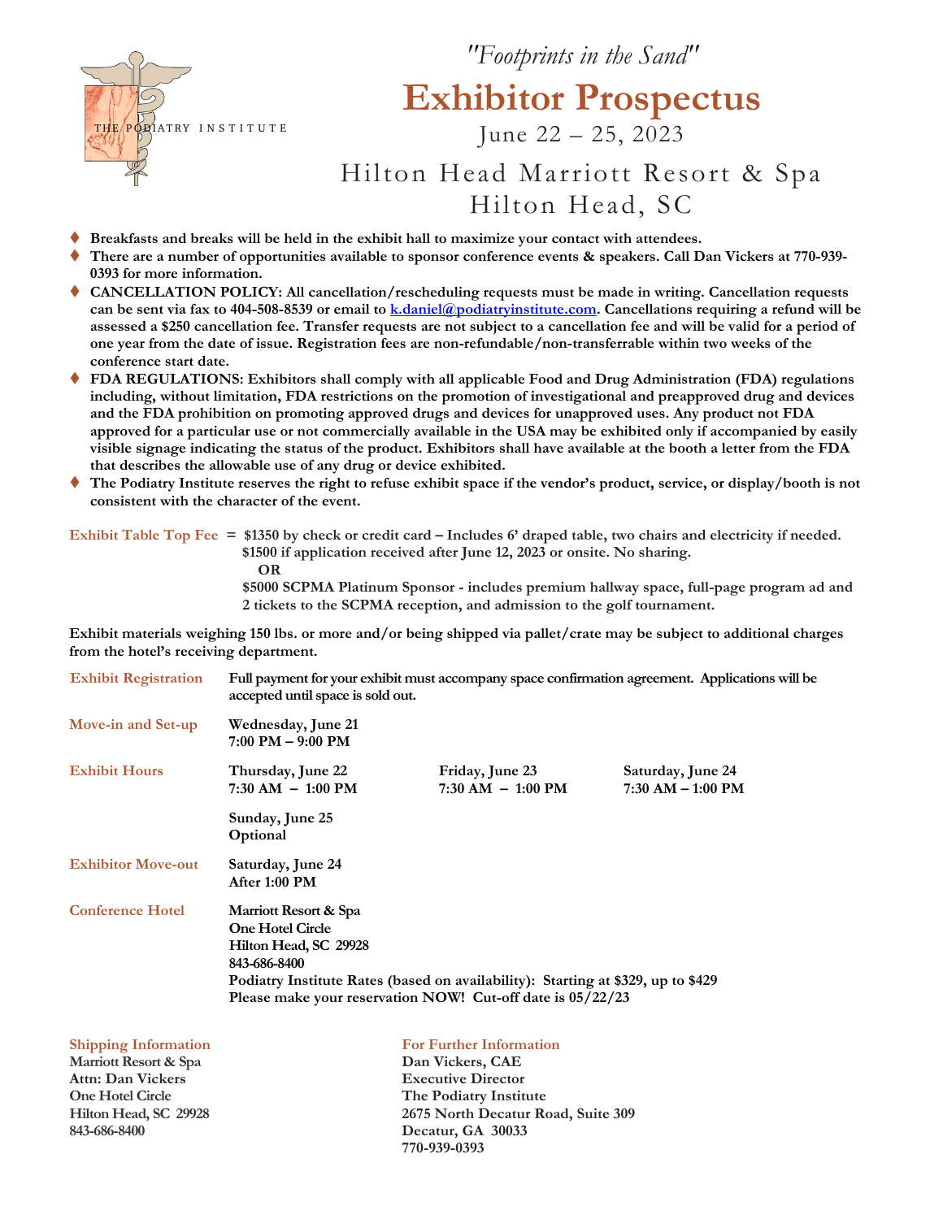THE PODIATRY INSTITUTE

*"Footprints in the Sand"*

# Exhibitor Prospectus

June 22 – 25, 2023

Hilton Head Marriott Resort & Spa
Hilton Head, SC

- **Breakfasts and breaks will be held in the exhibit hall to maximize your contact with attendees.**
- **There are a number of opportunities available to sponsor conference events & speakers. Call Dan Vickers at 770-939-0393 for more information.**
- **CANCELLATION POLICY: All cancellation/rescheduling requests must be made in writing. Cancellation requests can be sent via fax to 404-508-8539 or email to k.daniel@podiatryinstitute.com. Cancellations requiring a refund will be assessed a $250 cancellation fee. Transfer requests are not subject to a cancellation fee and will be valid for a period of one year from the date of issue. Registration fees are non-refundable/non-transferrable within two weeks of the conference start date.**
- **FDA REGULATIONS: Exhibitors shall comply with all applicable Food and Drug Administration (FDA) regulations including, without limitation, FDA restrictions on the promotion of investigational and preapproved drug and devices and the FDA prohibition on promoting approved drugs and devices for unapproved uses. Any product not FDA approved for a particular use or not commercially available in the USA may be exhibited only if accompanied by easily visible signage indicating the status of the product. Exhibitors shall have available at the booth a letter from the FDA that describes the allowable use of any drug or device exhibited.**
- **The Podiatry Institute reserves the right to refuse exhibit space if the vendor's product, service, or display/booth is not consistent with the character of the event.**

**Exhibit Table Top Fee** = **$1350 by check or credit card – Includes 6' draped table, two chairs and electricity if needed. $1500 if application received after June 12, 2023 or onsite. No sharing.**
**OR**
**$5000 SCPMA Platinum Sponsor - includes premium hallway space, full-page program ad and 2 tickets to the SCPMA reception, and admission to the golf tournament.**

**Exhibit materials weighing 150 lbs. or more and/or being shipped via pallet/crate may be subject to additional charges from the hotel's receiving department.**

**Exhibit Registration** — **Full payment for your exhibit must accompany space confirmation agreement. Applications will be accepted until space is sold out.**

**Move-in and Set-up** — **Wednesday, June 21**
**7:00 PM – 9:00 PM**

**Exhibit Hours**

| | | |
|---|---|---|
| **Thursday, June 22**<br>**7:30 AM – 1:00 PM** | **Friday, June 23**<br>**7:30 AM – 1:00 PM** | **Saturday, June 24**<br>**7:30 AM – 1:00 PM** |
| **Sunday, June 25**<br>**Optional** | | |

**Exhibitor Move-out** — **Saturday, June 24**
**After 1:00 PM**

**Conference Hotel**
**Marriott Resort & Spa**
**One Hotel Circle**
**Hilton Head, SC 29928**
**843-686-8400**
**Podiatry Institute Rates (based on availability): Starting at $329, up to $429**
**Please make your reservation NOW! Cut-off date is 05/22/23**

**Shipping Information**
**Marriott Resort & Spa**
**Attn: Dan Vickers**
**One Hotel Circle**
**Hilton Head, SC 29928**
**843-686-8400**

**For Further Information**
**Dan Vickers, CAE**
**Executive Director**
**The Podiatry Institute**
**2675 North Decatur Road, Suite 309**
**Decatur, GA 30033**
**770-939-0393**